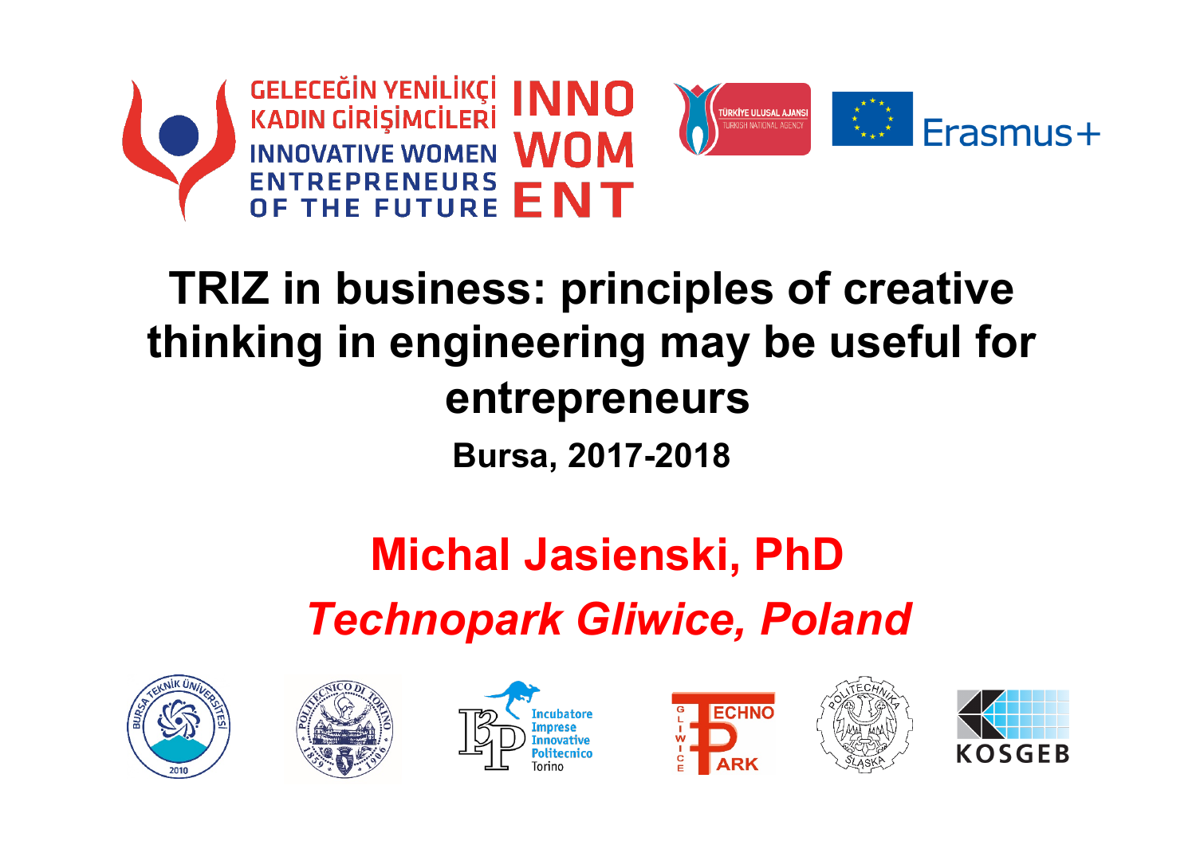GELECEĞİN YENİLİKÇİ KADIN GİRİŞİMCİLERİ
INNOVATIVE WOMEN ENTREPRENEURS OF THE FUTURE
INNO WOM ENT

TÜRKİYE ULUSAL AJANSI
TURKISH NATIONAL AGENCY

Erasmus+

# TRIZ in business: principles of creative thinking in engineering may be useful for entrepreneurs

**Bursa, 2017-2018**

## Michal Jasienski, PhD

## *Technopark Gliwice, Poland*

BURSA TEKNİK ÜNİVERSİTESİ 2010

POLITECNICO DI TORINO 1859 1906

I3P Incubatore Imprese Innovative Politecnico Torino

GLIWICE TECHNO PARK

POLITECHNIKA ŚLĄSKA

KOSGEB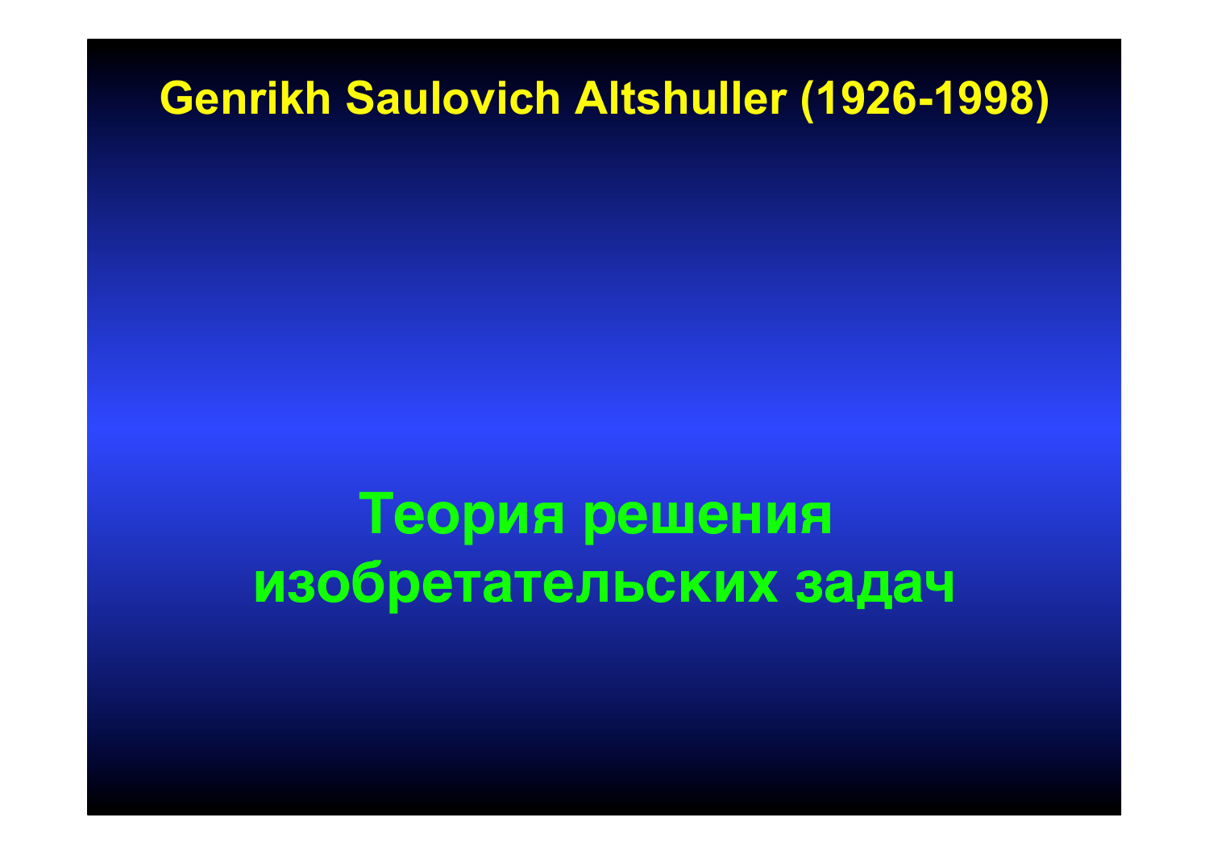# Genrikh Saulovich Altshuller (1926-1998)

## Теория решения изобретательских задач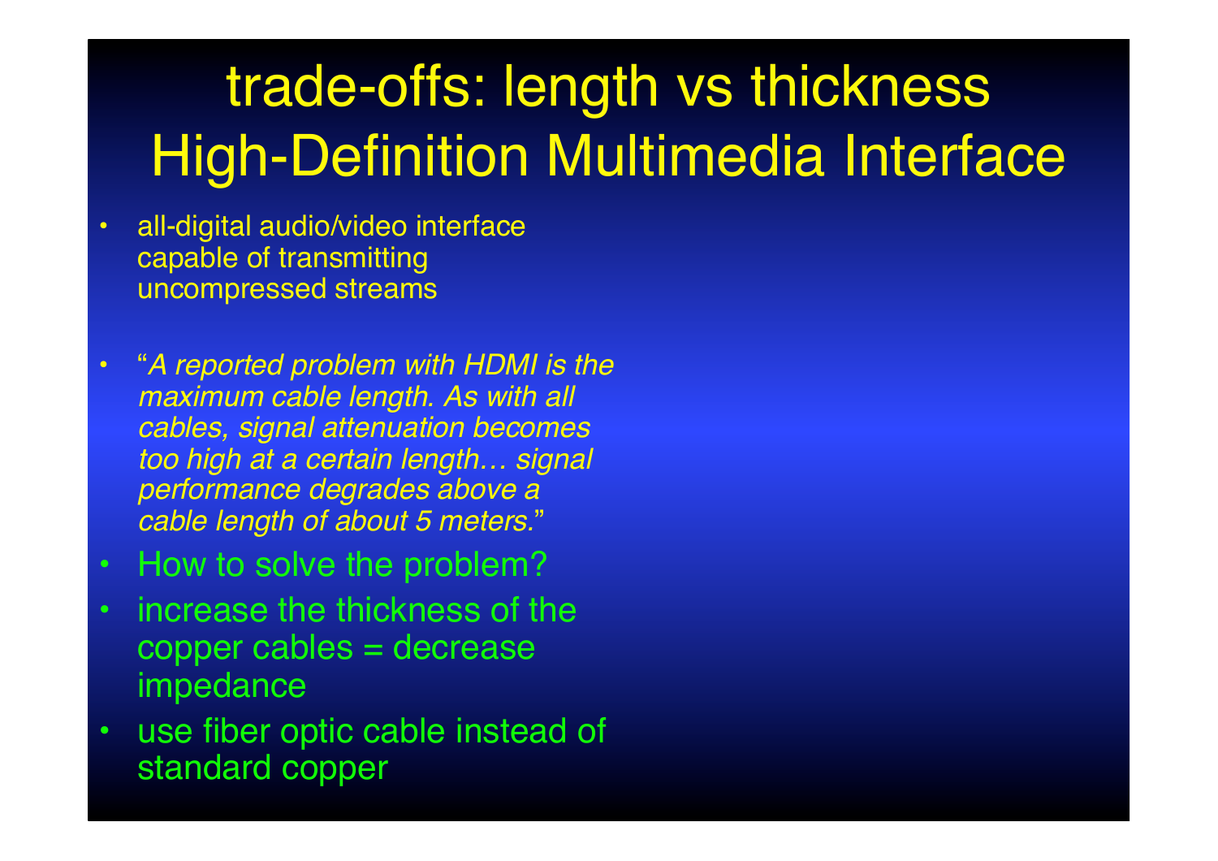# trade-offs: length vs thickness High-Definition Multimedia Interface

- all-digital audio/video interface capable of transmitting uncompressed streams
- "*A reported problem with HDMI is the maximum cable length. As with all cables, signal attenuation becomes too high at a certain length… signal performance degrades above a cable length of about 5 meters.*"
- How to solve the problem?
- increase the thickness of the copper cables = decrease impedance
- use fiber optic cable instead of standard copper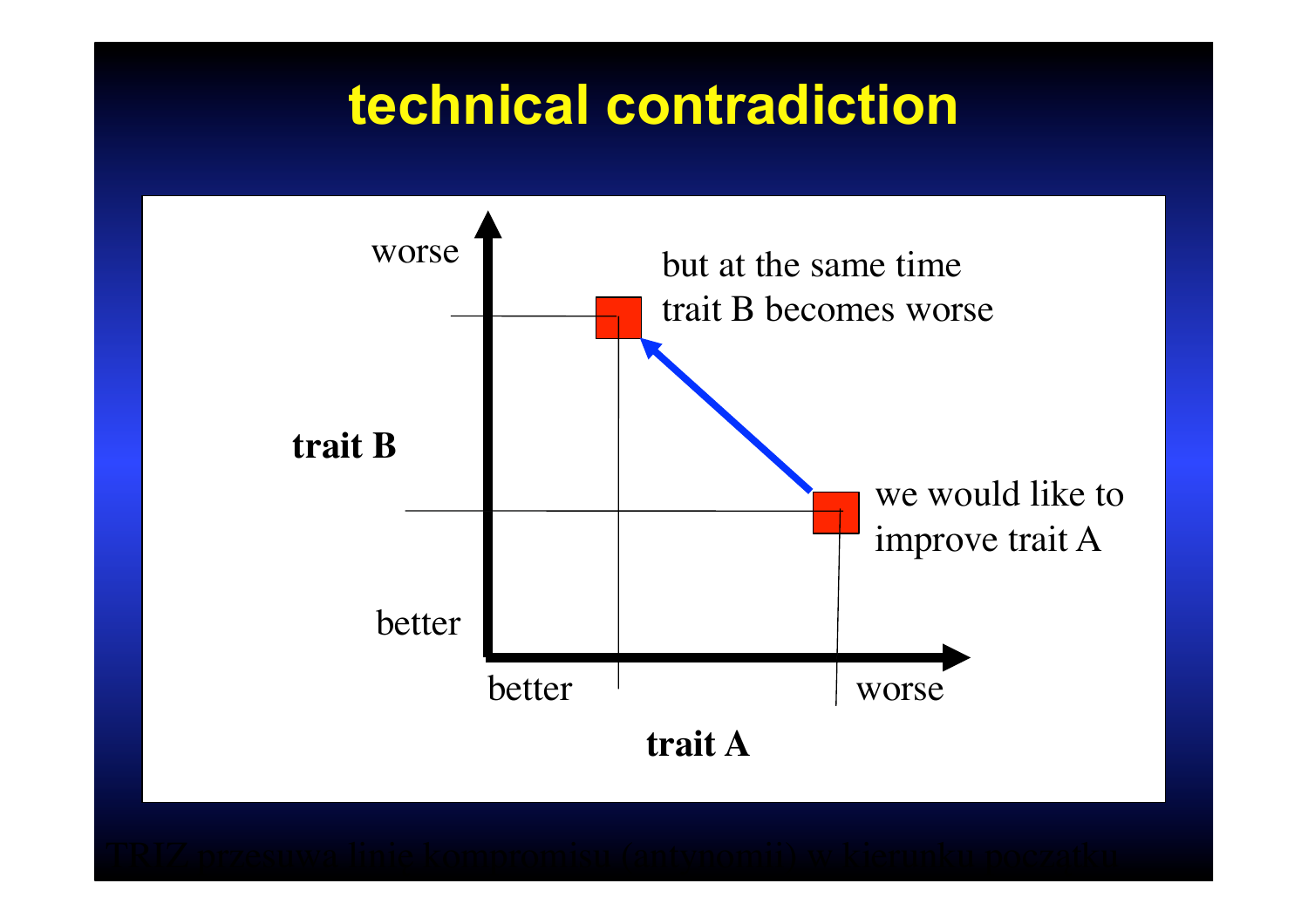# technical contradiction

worse

but at the same time
trait B becomes worse

trait B

we would like to
improve trait A

better

better

worse

trait A

TRIZ przesuwa linię kompromisu (antynomii) w kierunku porządku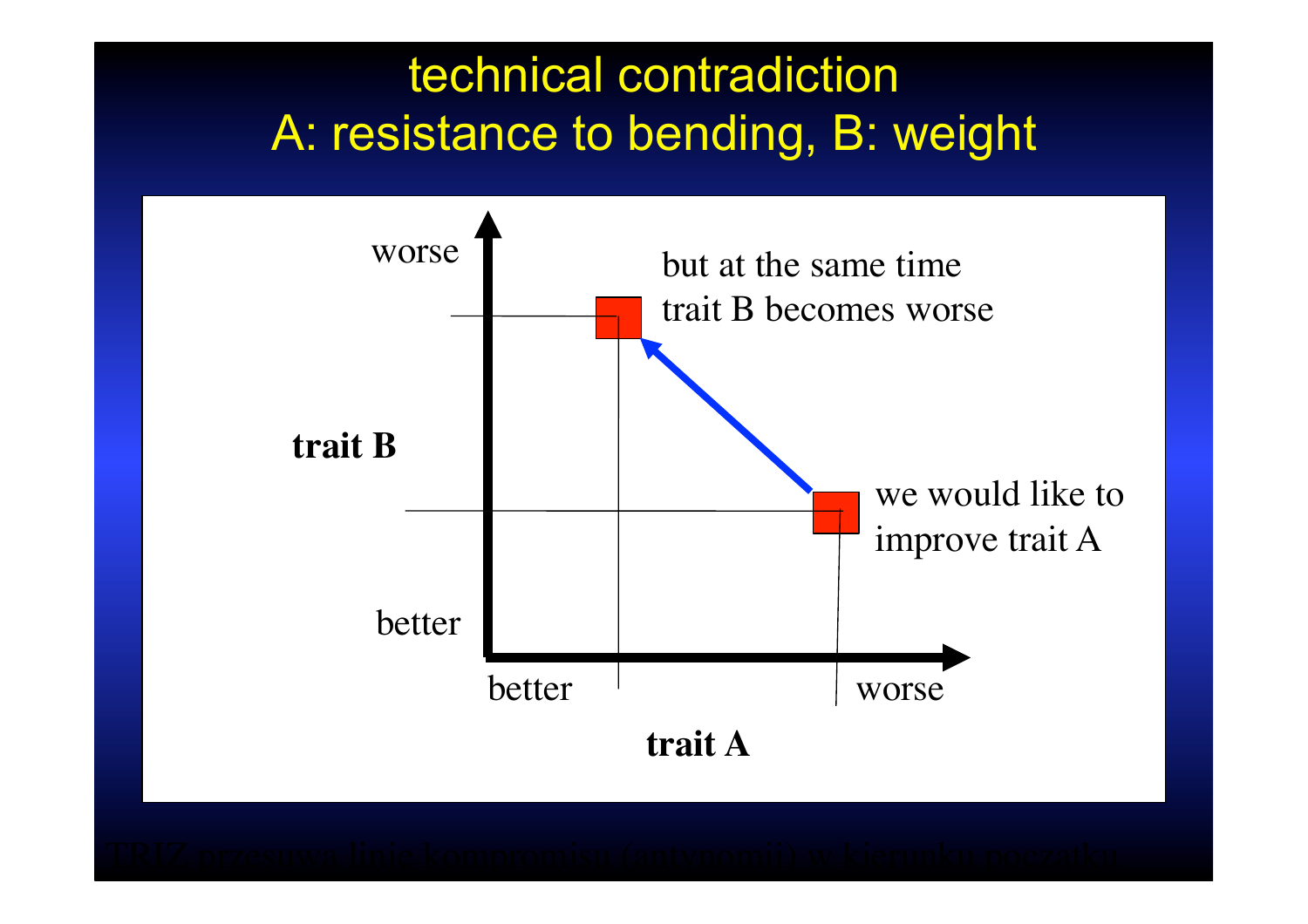# technical contradiction
## A: resistance to bending, B: weight

worse

but at the same time trait B becomes worse

**trait B**

we would like to improve trait A

better

better

worse

**trait A**

TRIZ przesuwa linię kompromisu (antynomii) w kierunku początku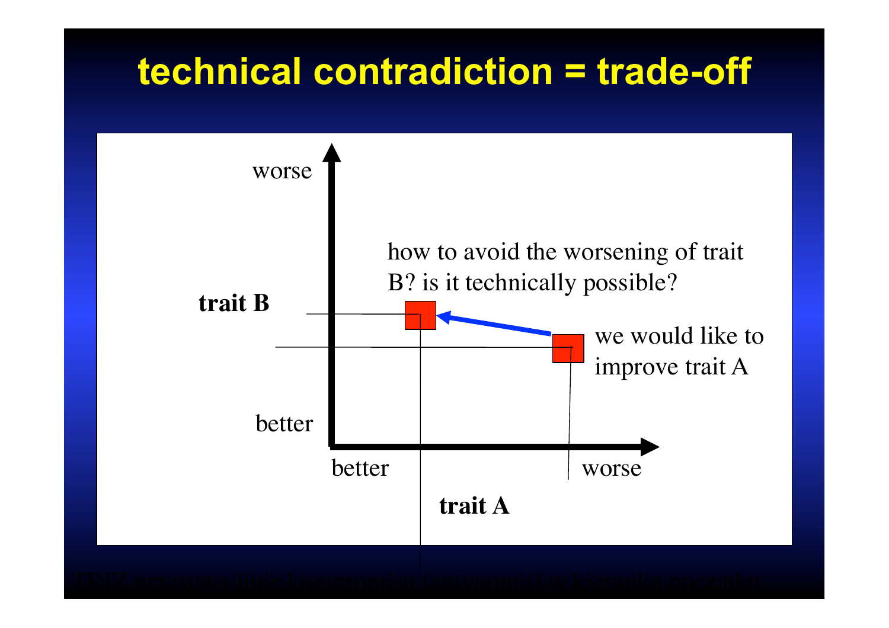# technical contradiction = trade-off

worse

how to avoid the worsening of trait B? is it technically possible?

**trait B**

we would like to improve trait A

better

better

worse

**trait A**

TRIZ przesuwa linię kompromisu (antynomii) w kierunku początku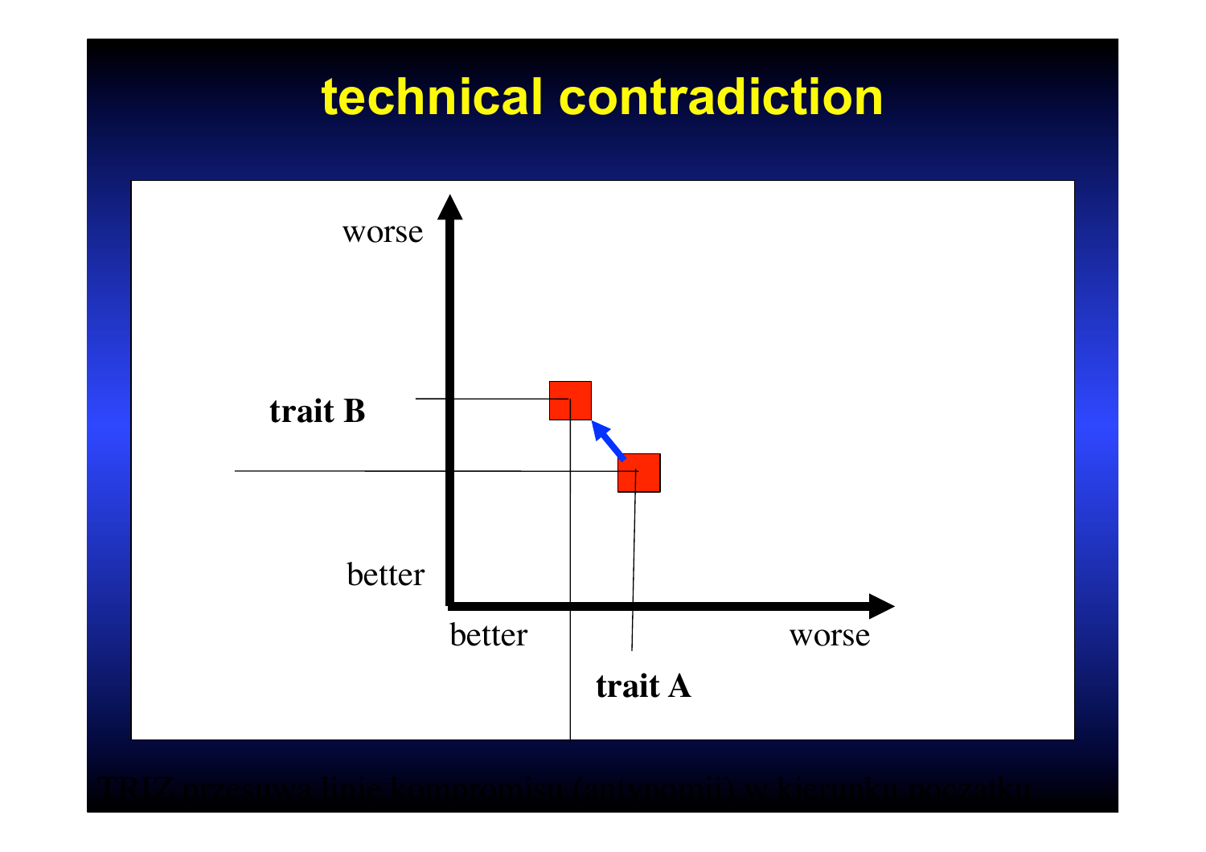# technical contradiction

worse

trait B

better

better

worse

trait A

TRIZ przesuwa linię kompromisu (antynomii) w kierunku początku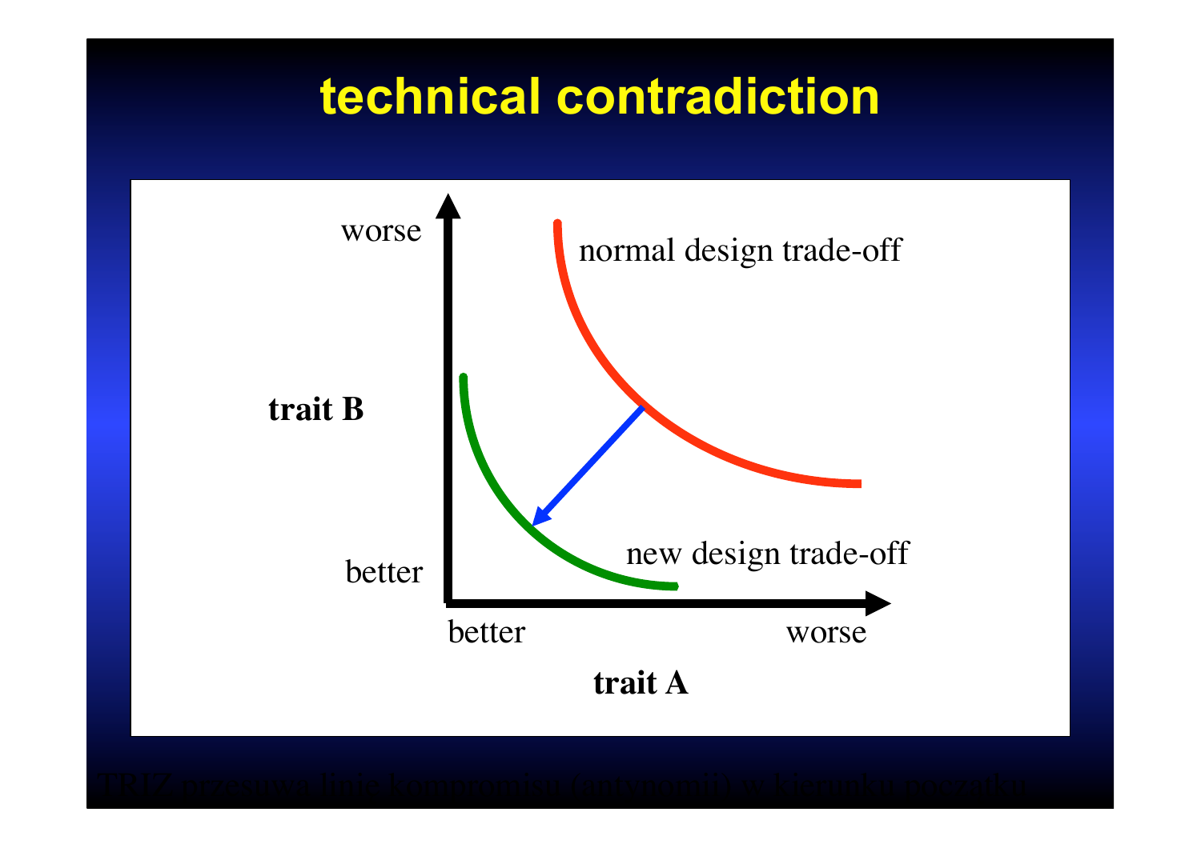# technical contradiction

worse

normal design trade-off

**trait B**

new design trade-off

better

better

worse

**trait A**

TRIZ przesuwa linie kompromisu (antynomii) w kierunku początku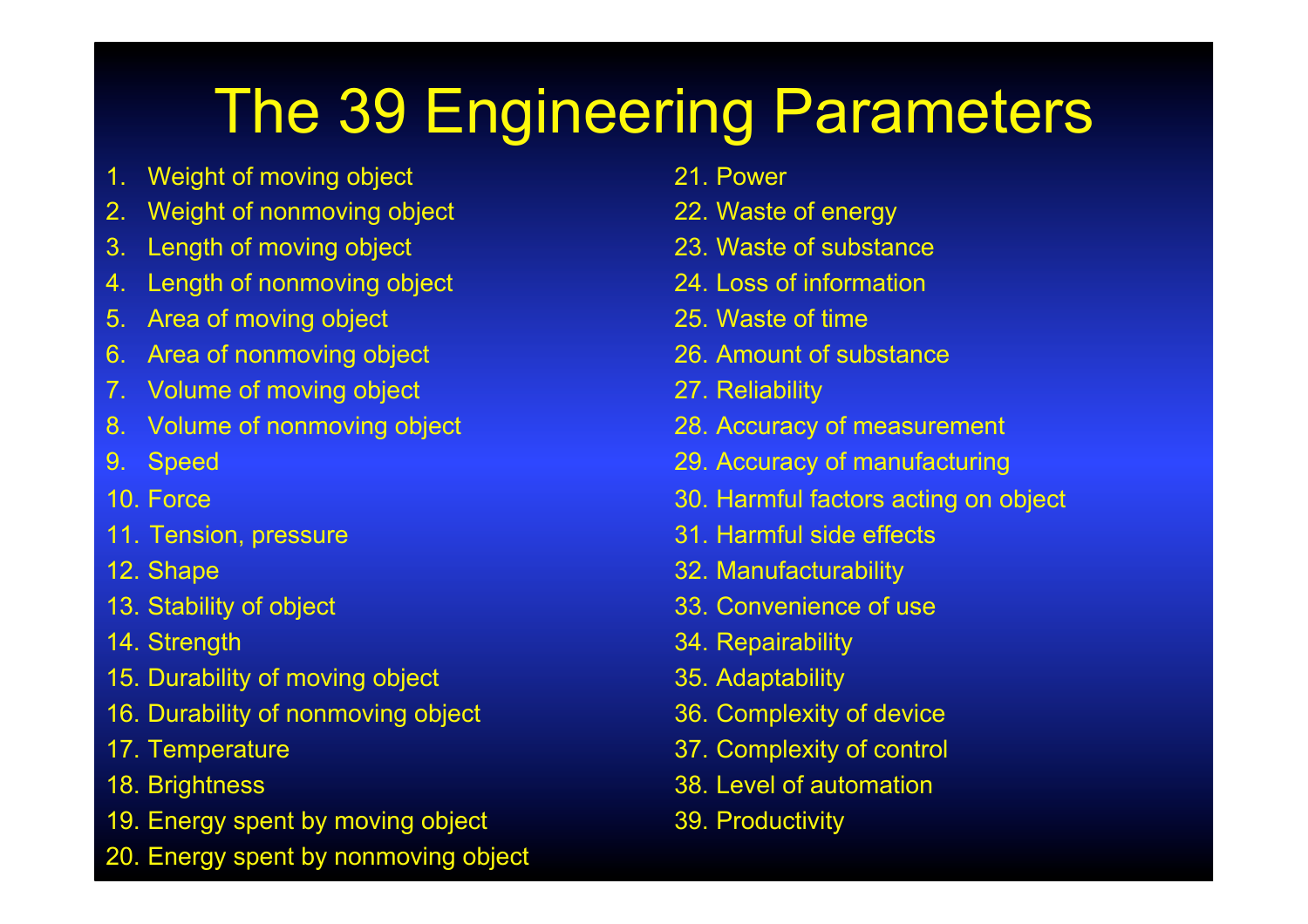# The 39 Engineering Parameters

1. Weight of moving object
2. Weight of nonmoving object
3. Length of moving object
4. Length of nonmoving object
5. Area of moving object
6. Area of nonmoving object
7. Volume of moving object
8. Volume of nonmoving object
9. Speed
10. Force
11. Tension, pressure
12. Shape
13. Stability of object
14. Strength
15. Durability of moving object
16. Durability of nonmoving object
17. Temperature
18. Brightness
19. Energy spent by moving object
20. Energy spent by nonmoving object
21. Power
22. Waste of energy
23. Waste of substance
24. Loss of information
25. Waste of time
26. Amount of substance
27. Reliability
28. Accuracy of measurement
29. Accuracy of manufacturing
30. Harmful factors acting on object
31. Harmful side effects
32. Manufacturability
33. Convenience of use
34. Repairability
35. Adaptability
36. Complexity of device
37. Complexity of control
38. Level of automation
39. Productivity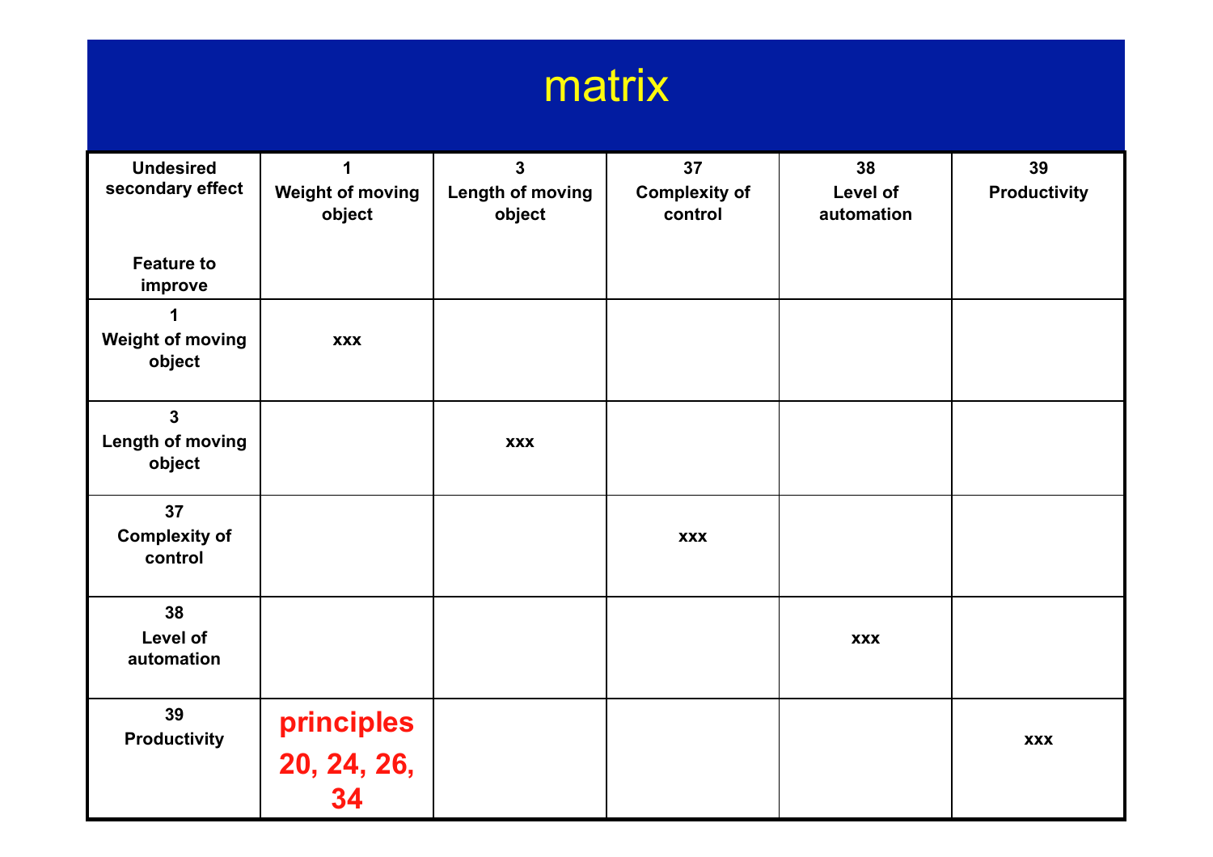# matrix

| Undesired secondary effect / Feature to improve | 1 Weight of moving object | 3 Length of moving object | 37 Complexity of control | 38 Level of automation | 39 Productivity |
|---|---|---|---|---|---|
| 1 Weight of moving object | xxx | | | | |
| 3 Length of moving object | | xxx | | | |
| 37 Complexity of control | | | xxx | | |
| 38 Level of automation | | | | xxx | |
| 39 Productivity | principles 20, 24, 26, 34 | | | | xxx |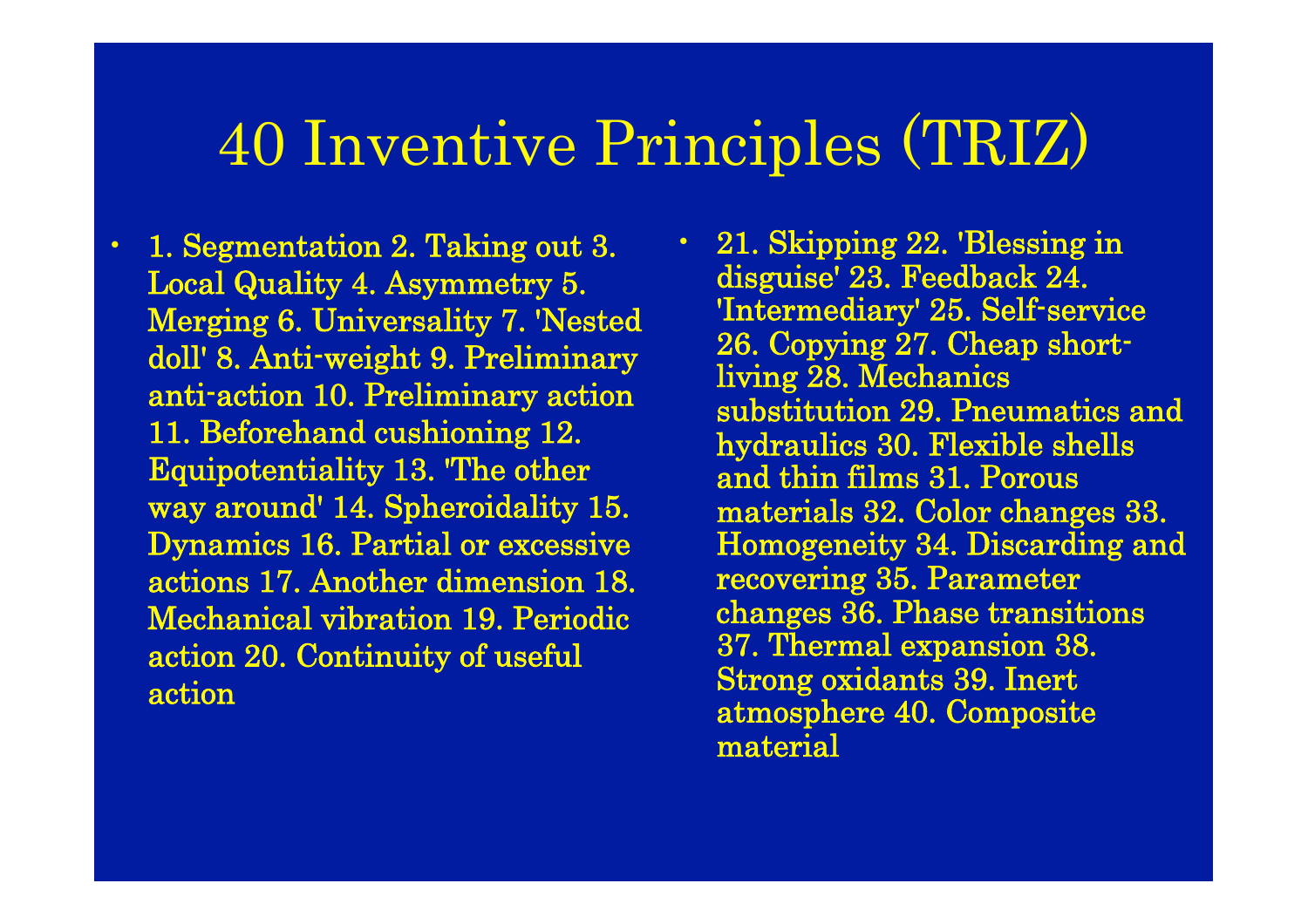# 40 Inventive Principles (TRIZ)

- 1. Segmentation 2. Taking out 3. Local Quality 4. Asymmetry 5. Merging 6. Universality 7. 'Nested doll' 8. Anti-weight 9. Preliminary anti-action 10. Preliminary action 11. Beforehand cushioning 12. Equipotentiality 13. 'The other way around' 14. Spheroidality 15. Dynamics 16. Partial or excessive actions 17. Another dimension 18. Mechanical vibration 19. Periodic action 20. Continuity of useful action

- 21. Skipping 22. 'Blessing in disguise' 23. Feedback 24. 'Intermediary' 25. Self-service 26. Copying 27. Cheap short-living 28. Mechanics substitution 29. Pneumatics and hydraulics 30. Flexible shells and thin films 31. Porous materials 32. Color changes 33. Homogeneity 34. Discarding and recovering 35. Parameter changes 36. Phase transitions 37. Thermal expansion 38. Strong oxidants 39. Inert atmosphere 40. Composite material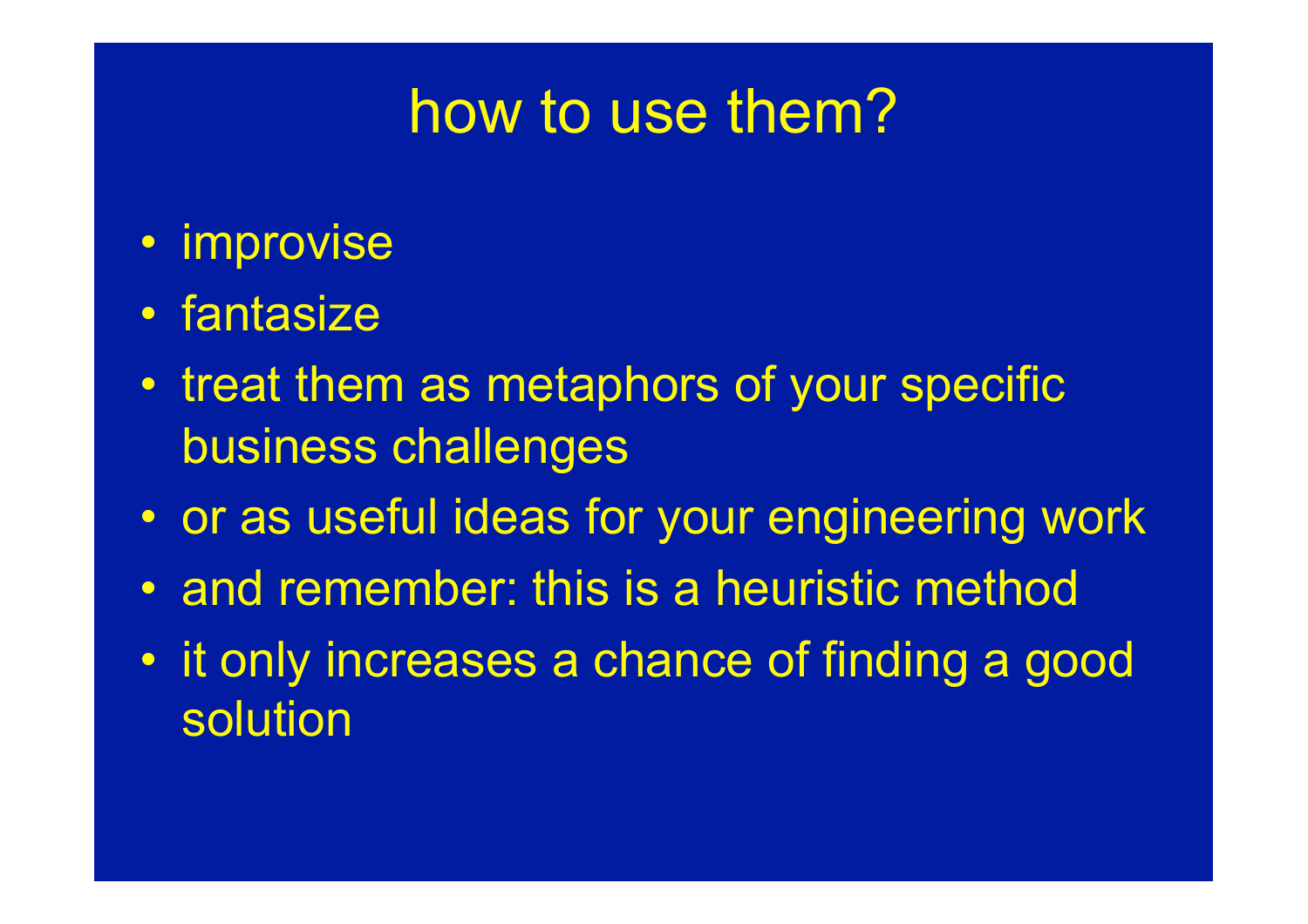# how to use them?

- improvise
- fantasize
- treat them as metaphors of your specific business challenges
- or as useful ideas for your engineering work
- and remember: this is a heuristic method
- it only increases a chance of finding a good solution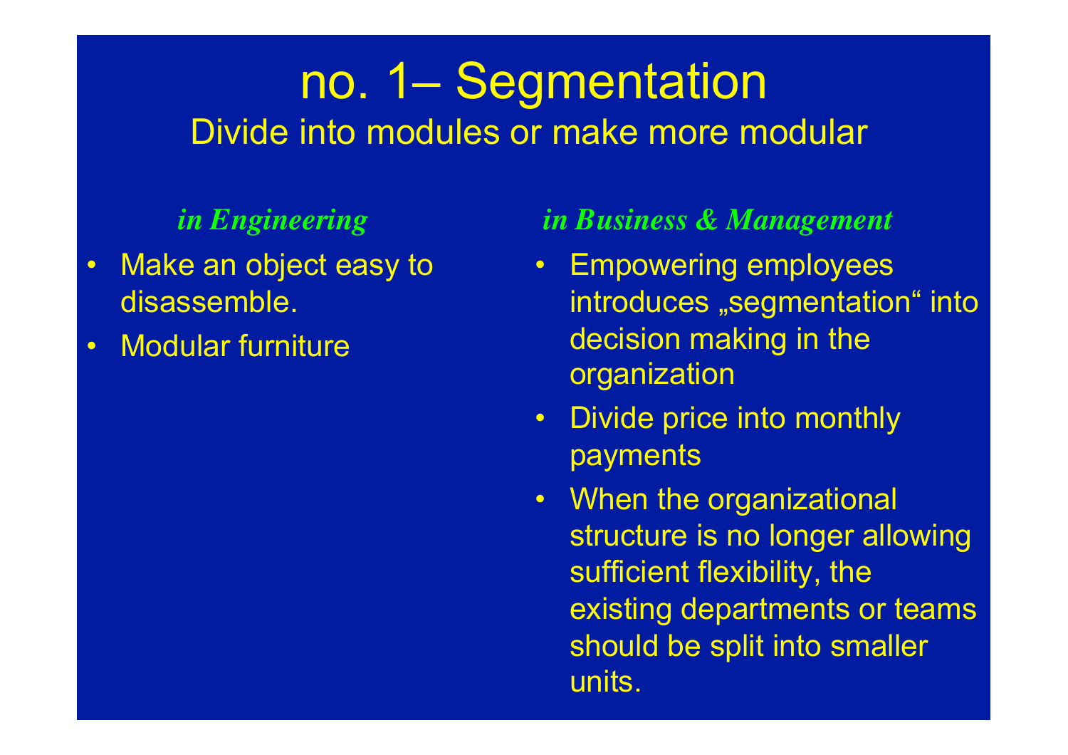# no. 1– Segmentation

## Divide into modules or make more modular

### *in Engineering*

- Make an object easy to disassemble.
- Modular furniture

### *in Business & Management*

- Empowering employees introduces „segmentation“ into decision making in the organization
- Divide price into monthly payments
- When the organizational structure is no longer allowing sufficient flexibility, the existing departments or teams should be split into smaller units.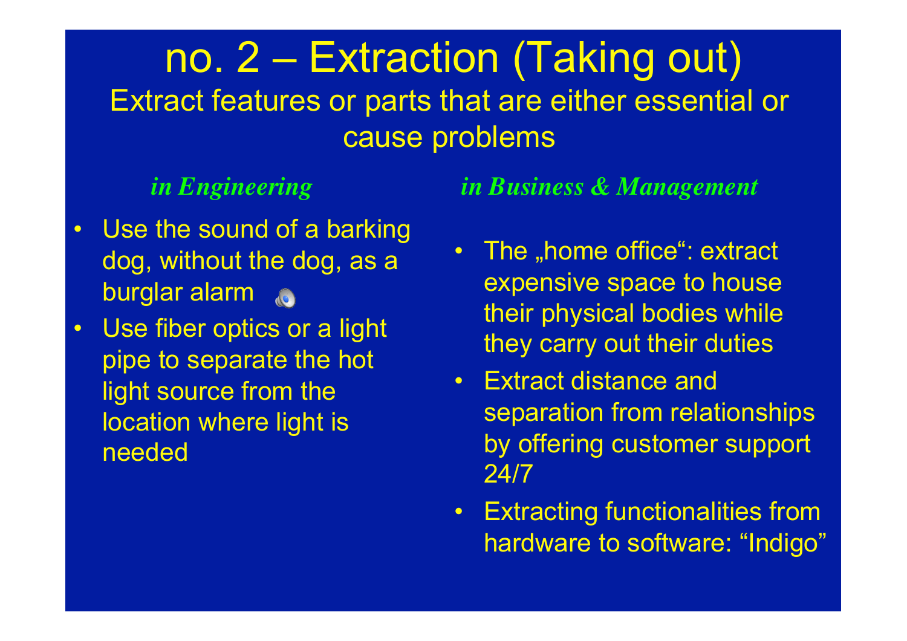# no. 2 – Extraction (Taking out)

Extract features or parts that are either essential or cause problems

### *in Engineering*

- Use the sound of a barking dog, without the dog, as a burglar alarm
- Use fiber optics or a light pipe to separate the hot light source from the location where light is needed

### *in Business & Management*

- The „home office“: extract expensive space to house their physical bodies while they carry out their duties
- Extract distance and separation from relationships by offering customer support 24/7
- Extracting functionalities from hardware to software: “Indigo”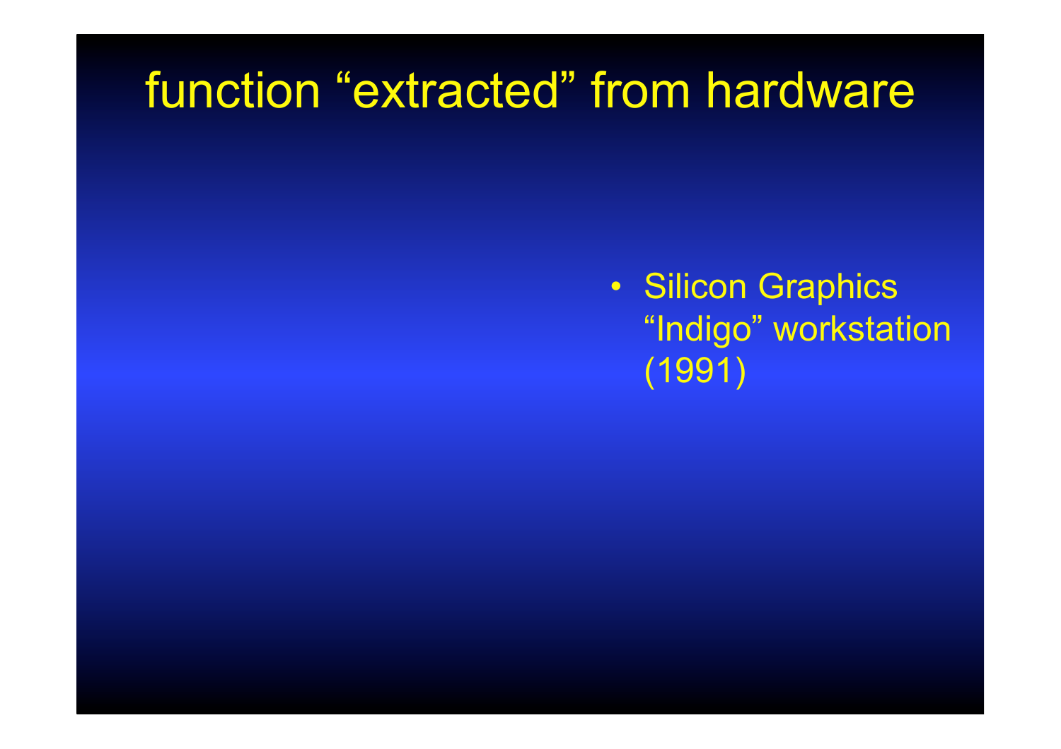# function “extracted” from hardware

- Silicon Graphics “Indigo” workstation (1991)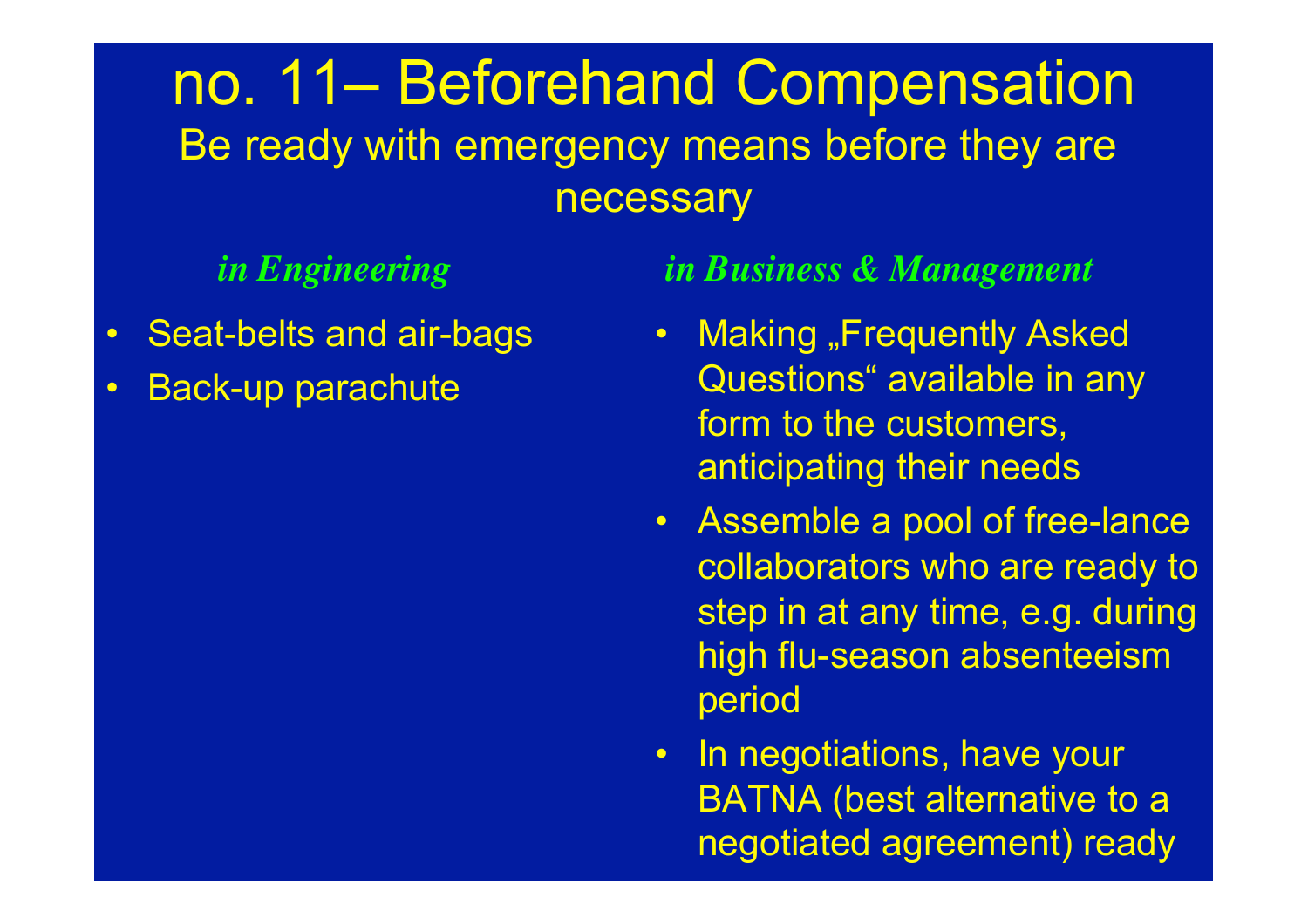# no. 11– Beforehand Compensation

## Be ready with emergency means before they are necessary

***in Engineering***

- Seat-belts and air-bags
- Back-up parachute

***in Business & Management***

- Making „Frequently Asked Questions“ available in any form to the customers, anticipating their needs
- Assemble a pool of free-lance collaborators who are ready to step in at any time, e.g. during high flu-season absenteeism period
- In negotiations, have your BATNA (best alternative to a negotiated agreement) ready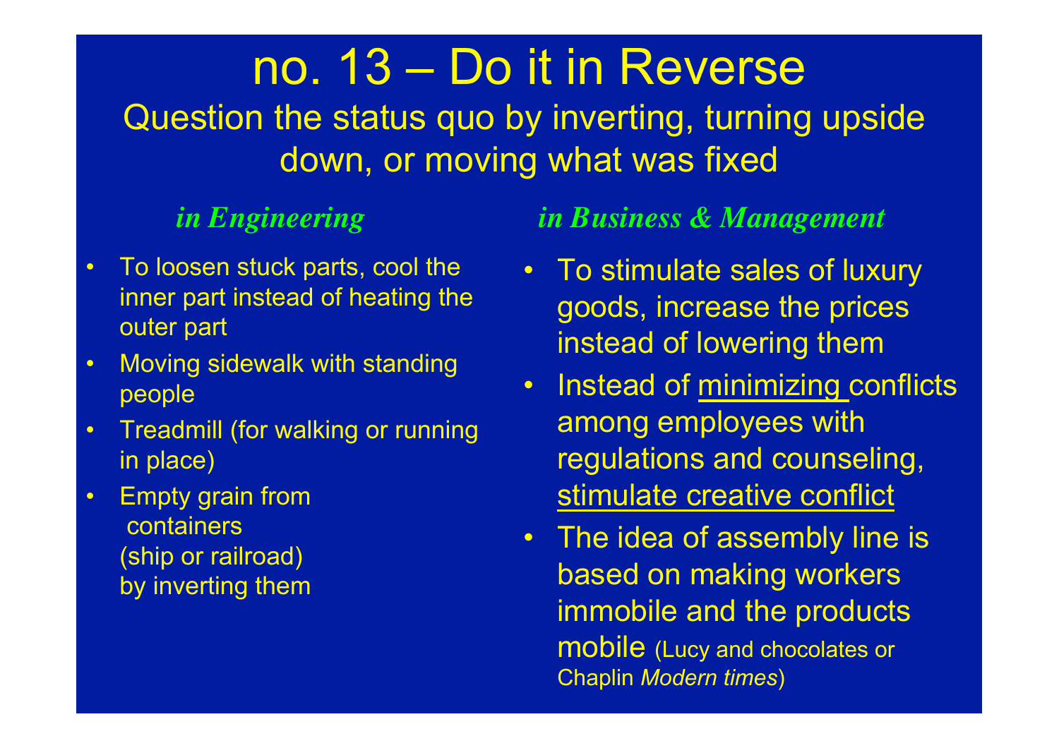# no. 13 – Do it in Reverse

## Question the status quo by inverting, turning upside down, or moving what was fixed

### *in Engineering*

- To loosen stuck parts, cool the inner part instead of heating the outer part
- Moving sidewalk with standing people
- Treadmill (for walking or running in place)
- Empty grain from containers (ship or railroad) by inverting them

### *in Business & Management*

- To stimulate sales of luxury goods, increase the prices instead of lowering them
- Instead of <u>minimizing</u> conflicts among employees with regulations and counseling, <u>stimulate creative conflict</u>
- The idea of assembly line is based on making workers immobile and the products mobile (Lucy and chocolates or Chaplin *Modern times*)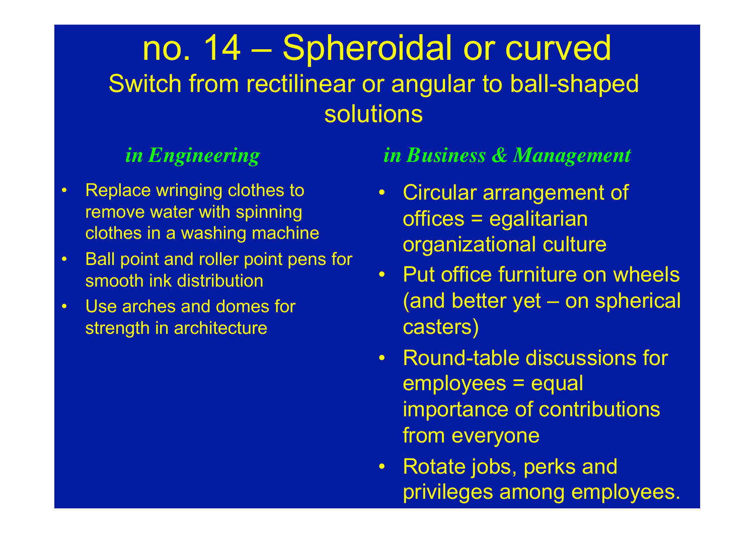# no. 14 – Spheroidal or curved

## Switch from rectilinear or angular to ball-shaped solutions

### *in Engineering*

- Replace wringing clothes to remove water with spinning clothes in a washing machine
- Ball point and roller point pens for smooth ink distribution
- Use arches and domes for strength in architecture

### *in Business & Management*

- Circular arrangement of offices = egalitarian organizational culture
- Put office furniture on wheels (and better yet – on spherical casters)
- Round-table discussions for employees = equal importance of contributions from everyone
- Rotate jobs, perks and privileges among employees.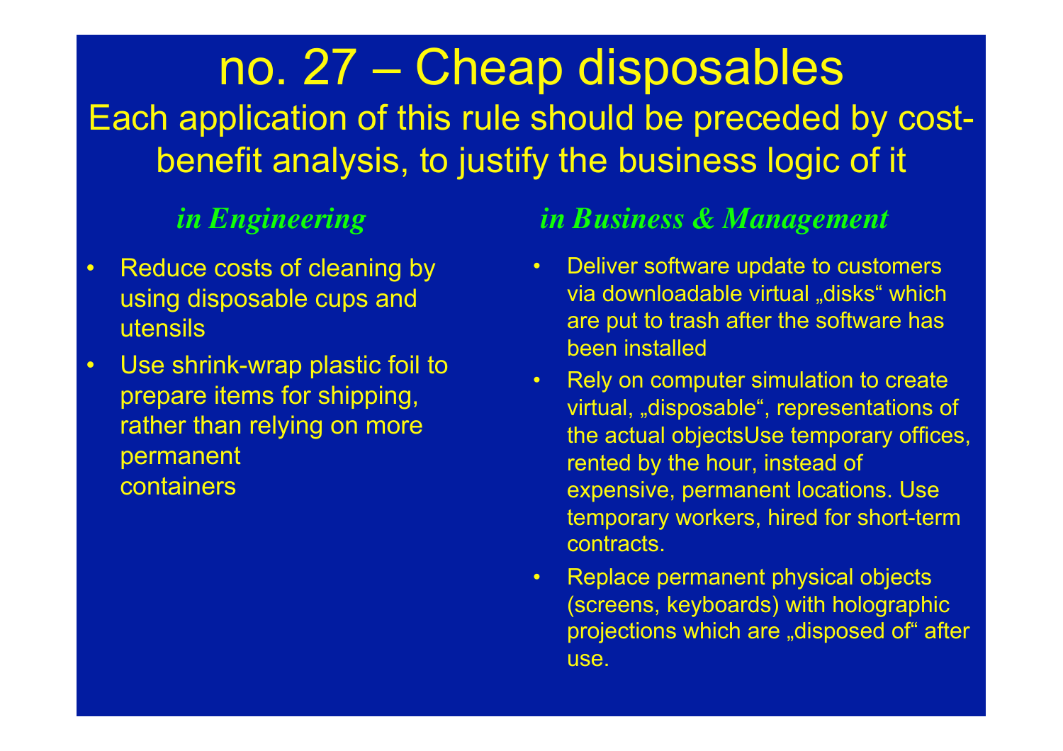# no. 27 – Cheap disposables

Each application of this rule should be preceded by cost-benefit analysis, to justify the business logic of it

### *in Engineering*

- Reduce costs of cleaning by using disposable cups and utensils
- Use shrink-wrap plastic foil to prepare items for shipping, rather than relying on more permanent containers

### *in Business & Management*

- Deliver software update to customers via downloadable virtual „disks“ which are put to trash after the software has been installed
- Rely on computer simulation to create virtual, „disposable“, representations of the actual objectsUse temporary offices, rented by the hour, instead of expensive, permanent locations. Use temporary workers, hired for short-term contracts.
- Replace permanent physical objects (screens, keyboards) with holographic projections which are „disposed of“ after use.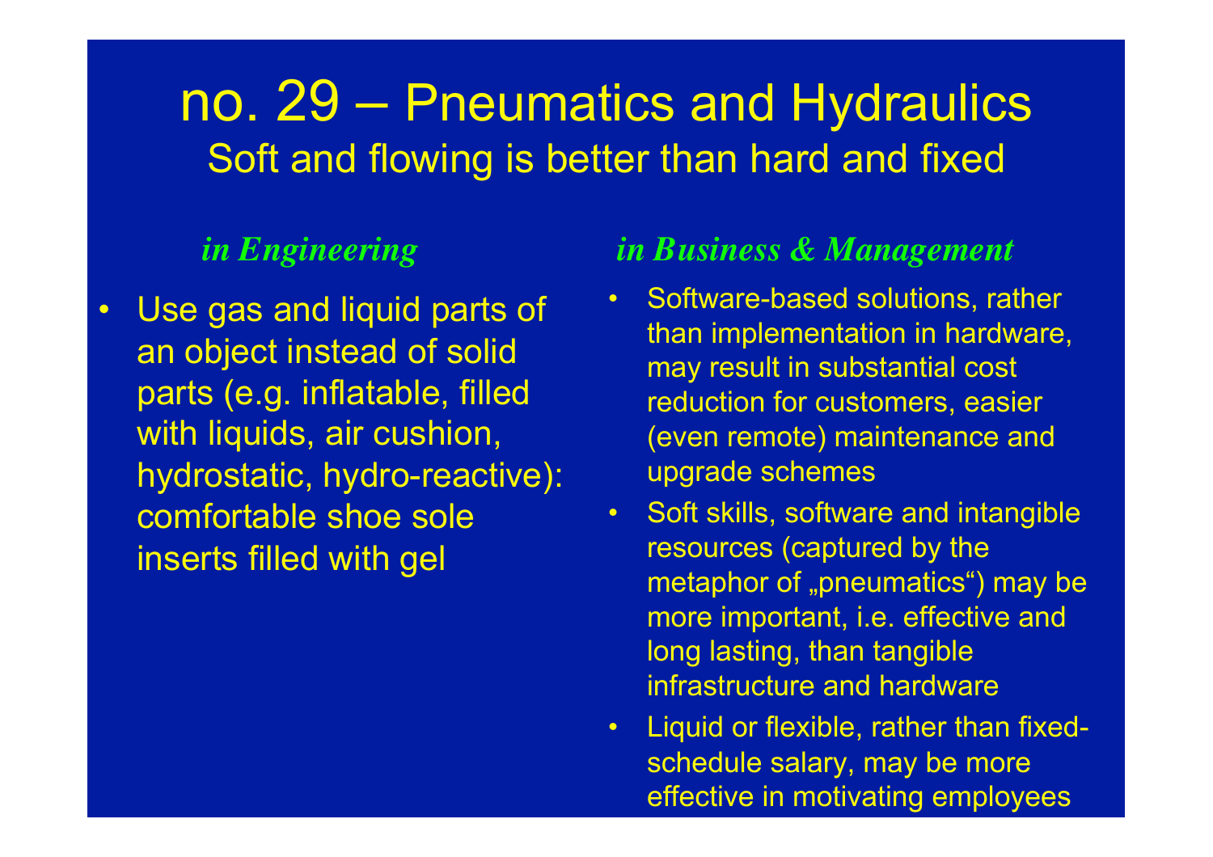# no. 29 – Pneumatics and Hydraulics

## Soft and flowing is better than hard and fixed

### *in Engineering*

- Use gas and liquid parts of an object instead of solid parts (e.g. inflatable, filled with liquids, air cushion, hydrostatic, hydro-reactive): comfortable shoe sole inserts filled with gel

### *in Business & Management*

- Software-based solutions, rather than implementation in hardware, may result in substantial cost reduction for customers, easier (even remote) maintenance and upgrade schemes
- Soft skills, software and intangible resources (captured by the metaphor of „pneumatics“) may be more important, i.e. effective and long lasting, than tangible infrastructure and hardware
- Liquid or flexible, rather than fixed-schedule salary, may be more effective in motivating employees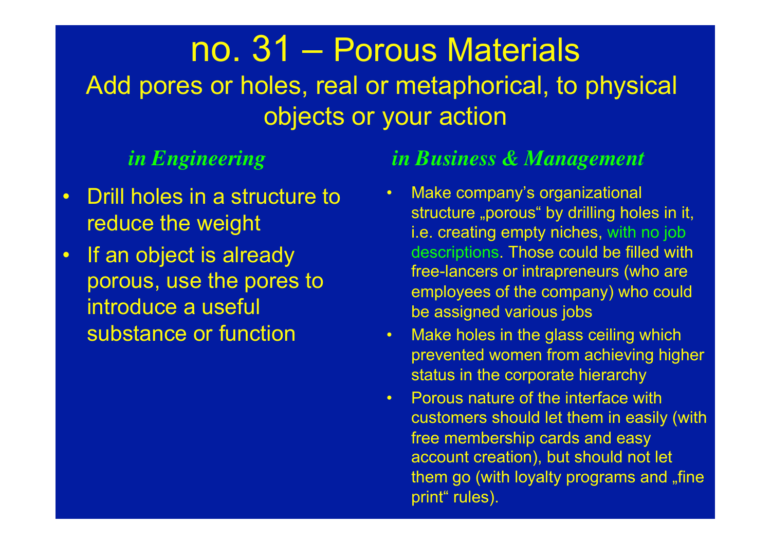# no. 31 – Porous Materials

Add pores or holes, real or metaphorical, to physical objects or your action

### *in Engineering*

- Drill holes in a structure to reduce the weight
- If an object is already porous, use the pores to introduce a useful substance or function

### *in Business & Management*

- Make company's organizational structure „porous“ by drilling holes in it, i.e. creating empty niches, with no job descriptions. Those could be filled with free-lancers or intrapreneurs (who are employees of the company) who could be assigned various jobs
- Make holes in the glass ceiling which prevented women from achieving higher status in the corporate hierarchy
- Porous nature of the interface with customers should let them in easily (with free membership cards and easy account creation), but should not let them go (with loyalty programs and „fine print“ rules).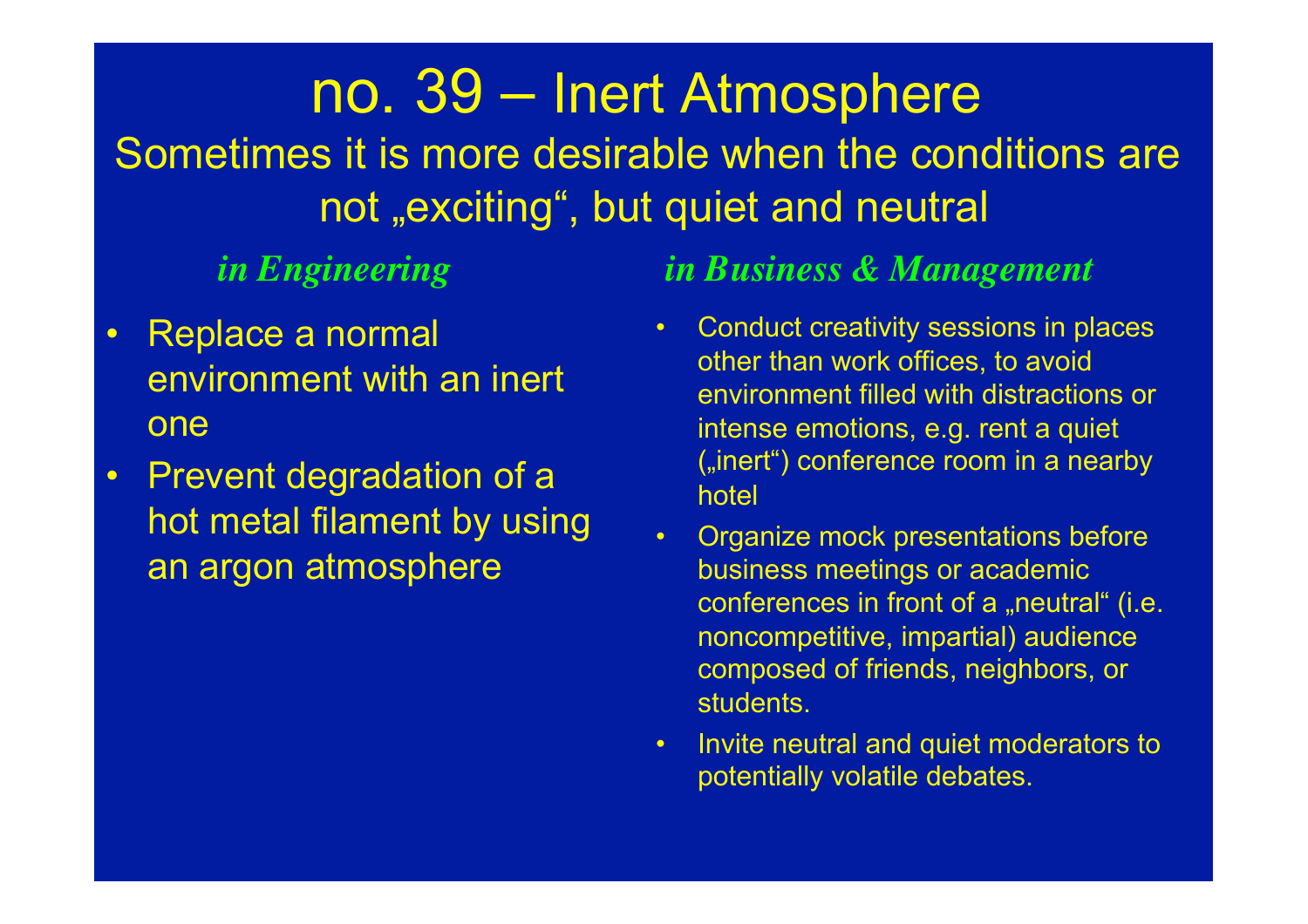# no. 39 – Inert Atmosphere

## Sometimes it is more desirable when the conditions are not „exciting“, but quiet and neutral

### *in Engineering*

- Replace a normal environment with an inert one
- Prevent degradation of a hot metal filament by using an argon atmosphere

### *in Business & Management*

- Conduct creativity sessions in places other than work offices, to avoid environment filled with distractions or intense emotions, e.g. rent a quiet („inert“) conference room in a nearby hotel
- Organize mock presentations before business meetings or academic conferences in front of a „neutral“ (i.e. noncompetitive, impartial) audience composed of friends, neighbors, or students.
- Invite neutral and quiet moderators to potentially volatile debates.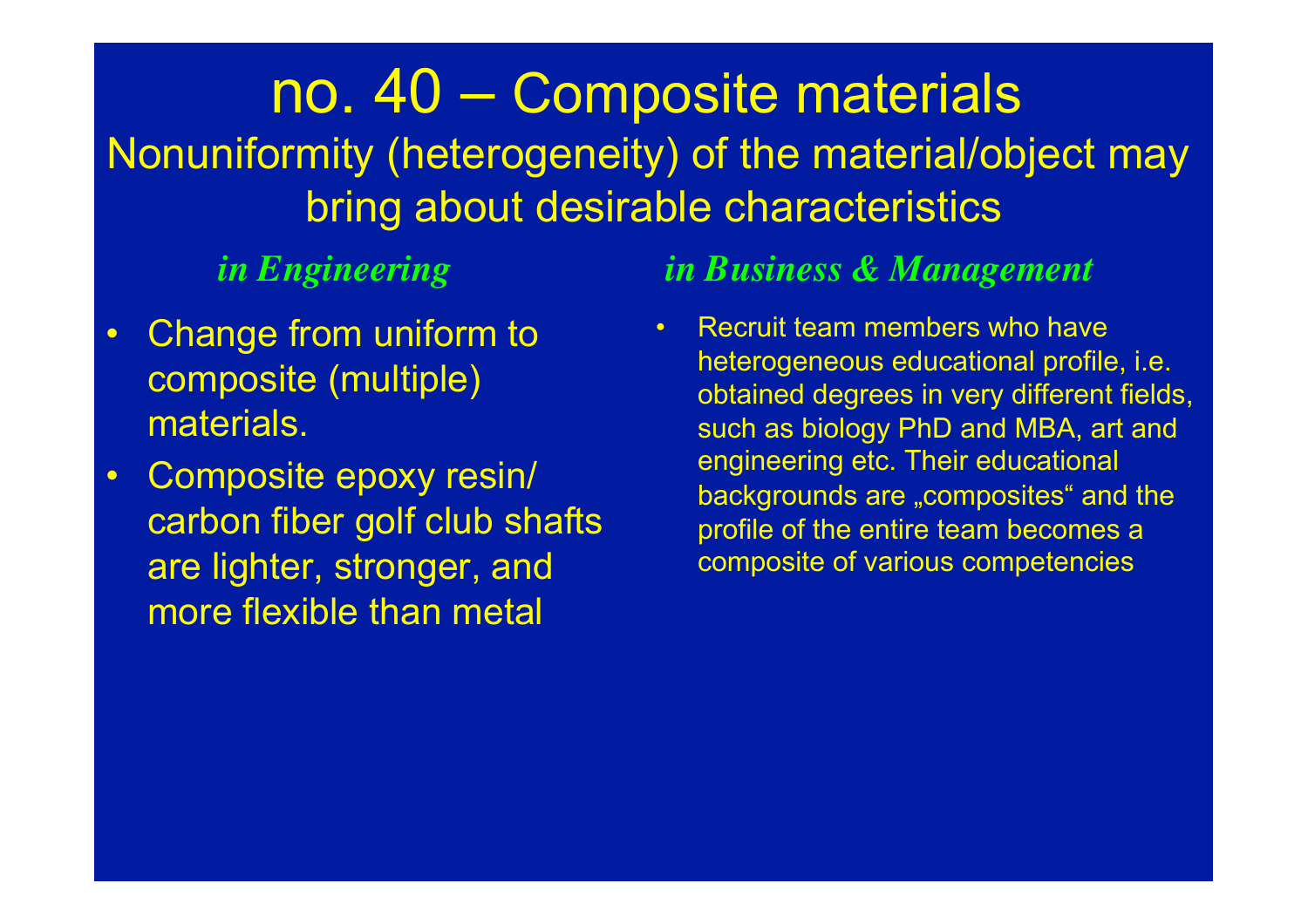# no. 40 – Composite materials

## Nonuniformity (heterogeneity) of the material/object may bring about desirable characteristics

### *in Engineering*

- Change from uniform to composite (multiple) materials.
- Composite epoxy resin/ carbon fiber golf club shafts are lighter, stronger, and more flexible than metal

### *in Business & Management*

- Recruit team members who have heterogeneous educational profile, i.e. obtained degrees in very different fields, such as biology PhD and MBA, art and engineering etc. Their educational backgrounds are „composites“ and the profile of the entire team becomes a composite of various competencies